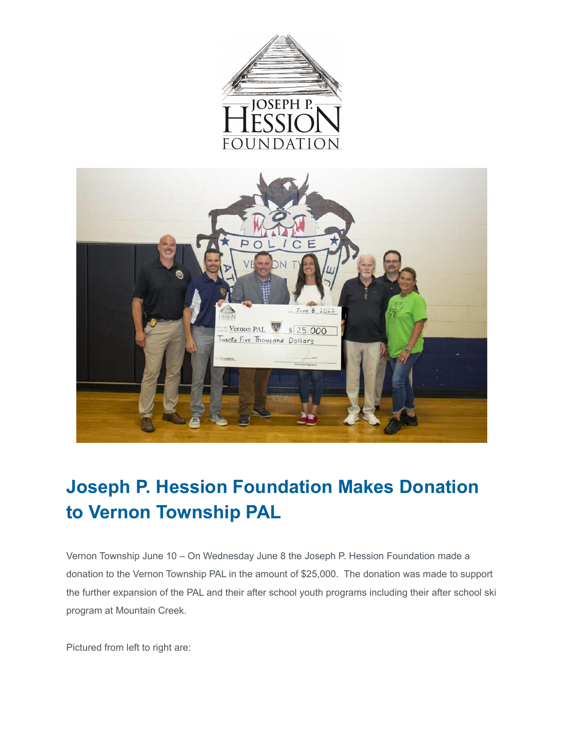# Joseph P. Hession Foundation Makes Donation to Vernon Township PAL

Vernon Township June 10 – On Wednesday June 8 the Joseph P. Hession Foundation made a donation to the Vernon Township PAL in the amount of $25,000. The donation was made to support the further expansion of the PAL and their after school youth programs including their after school ski program at Mountain Creek.

Pictured from left to right are: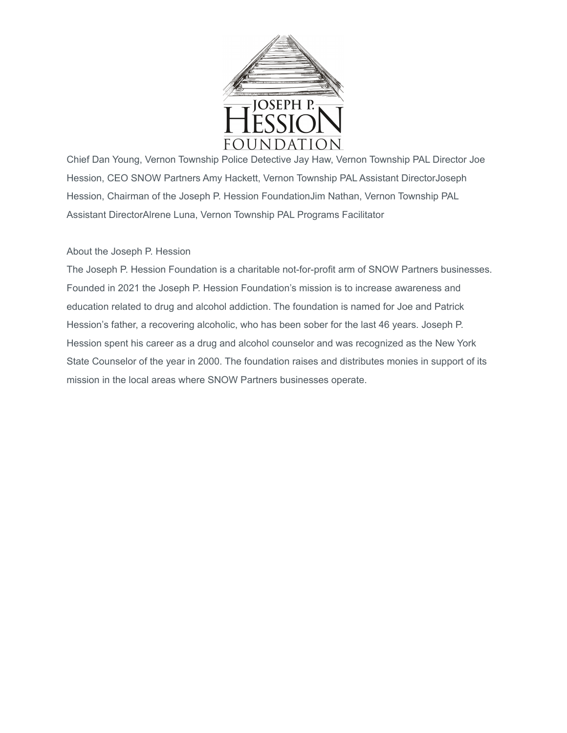JOSEPH P. HESSION FOUNDATION

Chief Dan Young, Vernon Township Police Detective Jay Haw, Vernon Township PAL Director Joe Hession, CEO SNOW Partners Amy Hackett, Vernon Township PAL Assistant DirectorJoseph Hession, Chairman of the Joseph P. Hession FoundationJim Nathan, Vernon Township PAL Assistant DirectorAlrene Luna, Vernon Township PAL Programs Facilitator

About the Joseph P. Hession

The Joseph P. Hession Foundation is a charitable not-for-profit arm of SNOW Partners businesses. Founded in 2021 the Joseph P. Hession Foundation's mission is to increase awareness and education related to drug and alcohol addiction. The foundation is named for Joe and Patrick Hession's father, a recovering alcoholic, who has been sober for the last 46 years. Joseph P. Hession spent his career as a drug and alcohol counselor and was recognized as the New York State Counselor of the year in 2000. The foundation raises and distributes monies in support of its mission in the local areas where SNOW Partners businesses operate.